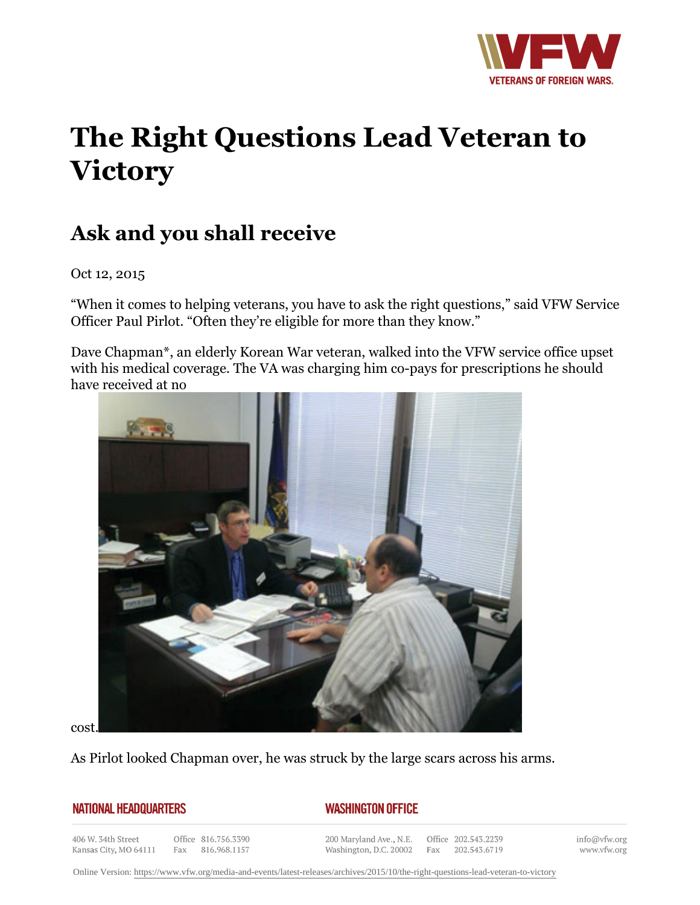# The Right Questions Lead Veteran to Victory

## Ask and you shall receive

Oct 12, 2015

“When it comes to helping veterans, you have to ask the right questions,” said VFW Service Officer Paul Pirlot. “Often they’re eligible for more than they know.”

Dave Chapman*, an elderly Korean War veteran, walked into the VFW service office upset with his medical coverage. The VA was charging him co-pays for prescriptions he should have received at no cost.

As Pirlot looked Chapman over, he was struck by the large scars across his arms.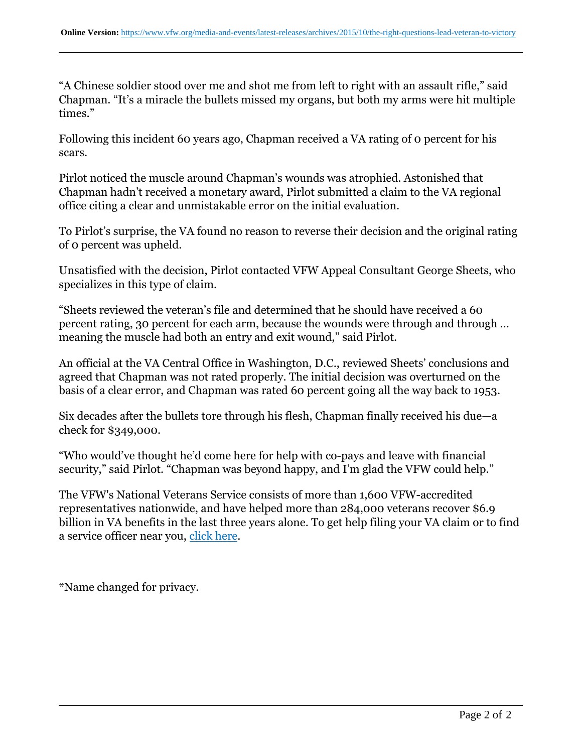"A Chinese soldier stood over me and shot me from left to right with an assault rifle," said Chapman. "It's a miracle the bullets missed my organs, but both my arms were hit multiple times."

Following this incident 60 years ago, Chapman received a VA rating of 0 percent for his scars.

Pirlot noticed the muscle around Chapman's wounds was atrophied. Astonished that Chapman hadn't received a monetary award, Pirlot submitted a claim to the VA regional office citing a clear and unmistakable error on the initial evaluation.

To Pirlot's surprise, the VA found no reason to reverse their decision and the original rating of 0 percent was upheld.

Unsatisfied with the decision, Pirlot contacted VFW Appeal Consultant George Sheets, who specializes in this type of claim.

"Sheets reviewed the veteran's file and determined that he should have received a 60 percent rating, 30 percent for each arm, because the wounds were through and through … meaning the muscle had both an entry and exit wound," said Pirlot.

An official at the VA Central Office in Washington, D.C., reviewed Sheets' conclusions and agreed that Chapman was not rated properly. The initial decision was overturned on the basis of a clear error, and Chapman was rated 60 percent going all the way back to 1953.

Six decades after the bullets tore through his flesh, Chapman finally received his due—a check for $349,000.

"Who would've thought he'd come here for help with co-pays and leave with financial security," said Pirlot. "Chapman was beyond happy, and I'm glad the VFW could help."

The VFW's National Veterans Service consists of more than 1,600 VFW-accredited representatives nationwide, and have helped more than 284,000 veterans recover $6.9 billion in VA benefits in the last three years alone. To get help filing your VA claim or to find a service officer near you, click here.

*Name changed for privacy.